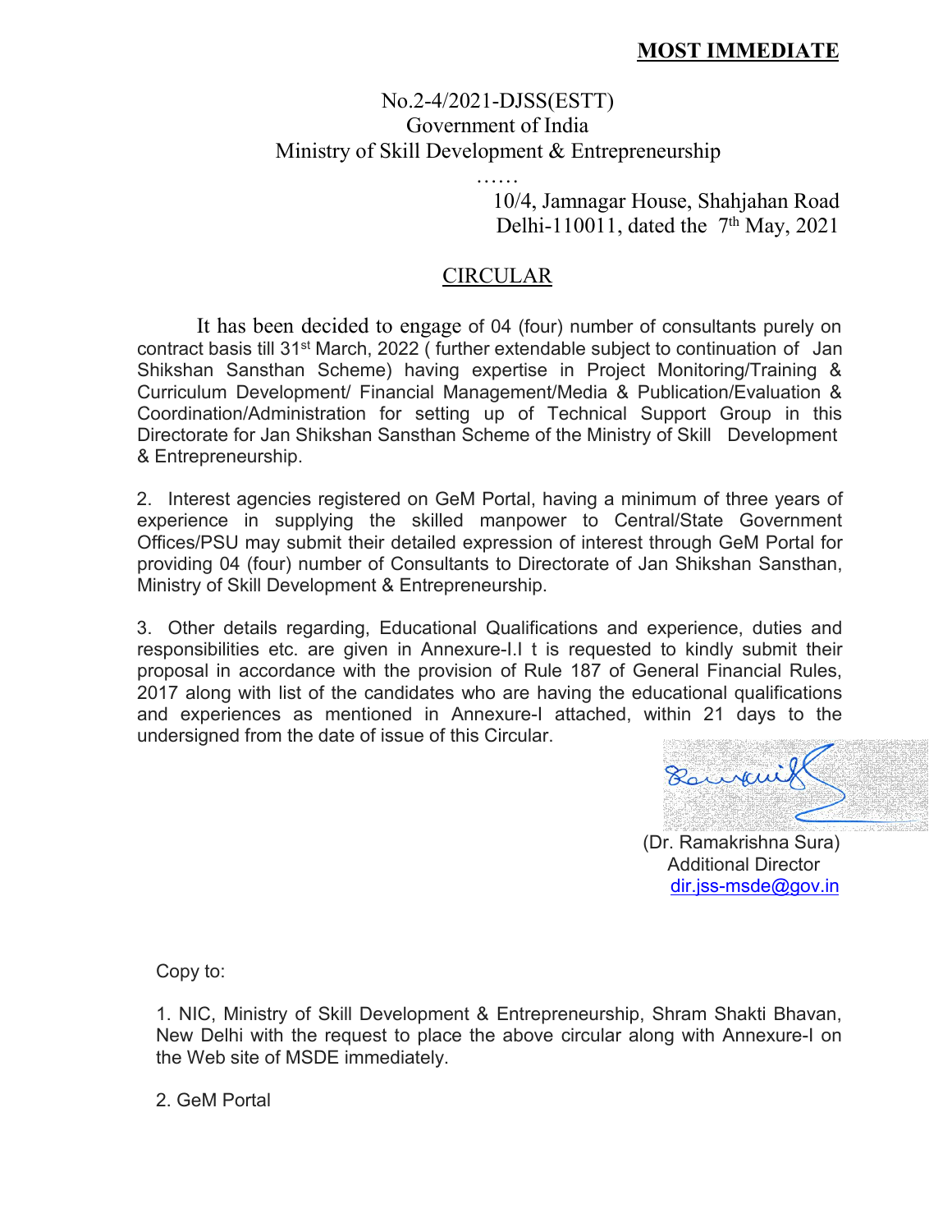**MOST IMMEDIATE**

No.2-4/2021-DJSS(ESTT)
Government of India
Ministry of Skill Development & Entrepreneurship

……

10/4, Jamnagar House, Shahjahan Road
Delhi-110011, dated the 7th May, 2021

## CIRCULAR

It has been decided to engage of 04 (four) number of consultants purely on contract basis till 31st March, 2022 ( further extendable subject to continuation of Jan Shikshan Sansthan Scheme) having expertise in Project Monitoring/Training & Curriculum Development/ Financial Management/Media & Publication/Evaluation & Coordination/Administration for setting up of Technical Support Group in this Directorate for Jan Shikshan Sansthan Scheme of the Ministry of Skill Development & Entrepreneurship.

2. Interest agencies registered on GeM Portal, having a minimum of three years of experience in supplying the skilled manpower to Central/State Government Offices/PSU may submit their detailed expression of interest through GeM Portal for providing 04 (four) number of Consultants to Directorate of Jan Shikshan Sansthan, Ministry of Skill Development & Entrepreneurship.

3. Other details regarding, Educational Qualifications and experience, duties and responsibilities etc. are given in Annexure-I.I t is requested to kindly submit their proposal in accordance with the provision of Rule 187 of General Financial Rules, 2017 along with list of the candidates who are having the educational qualifications and experiences as mentioned in Annexure-I attached, within 21 days to the undersigned from the date of issue of this Circular.

(Dr. Ramakrishna Sura)
Additional Director
dir.jss-msde@gov.in

Copy to:

1. NIC, Ministry of Skill Development & Entrepreneurship, Shram Shakti Bhavan, New Delhi with the request to place the above circular along with Annexure-I on the Web site of MSDE immediately.

2. GeM Portal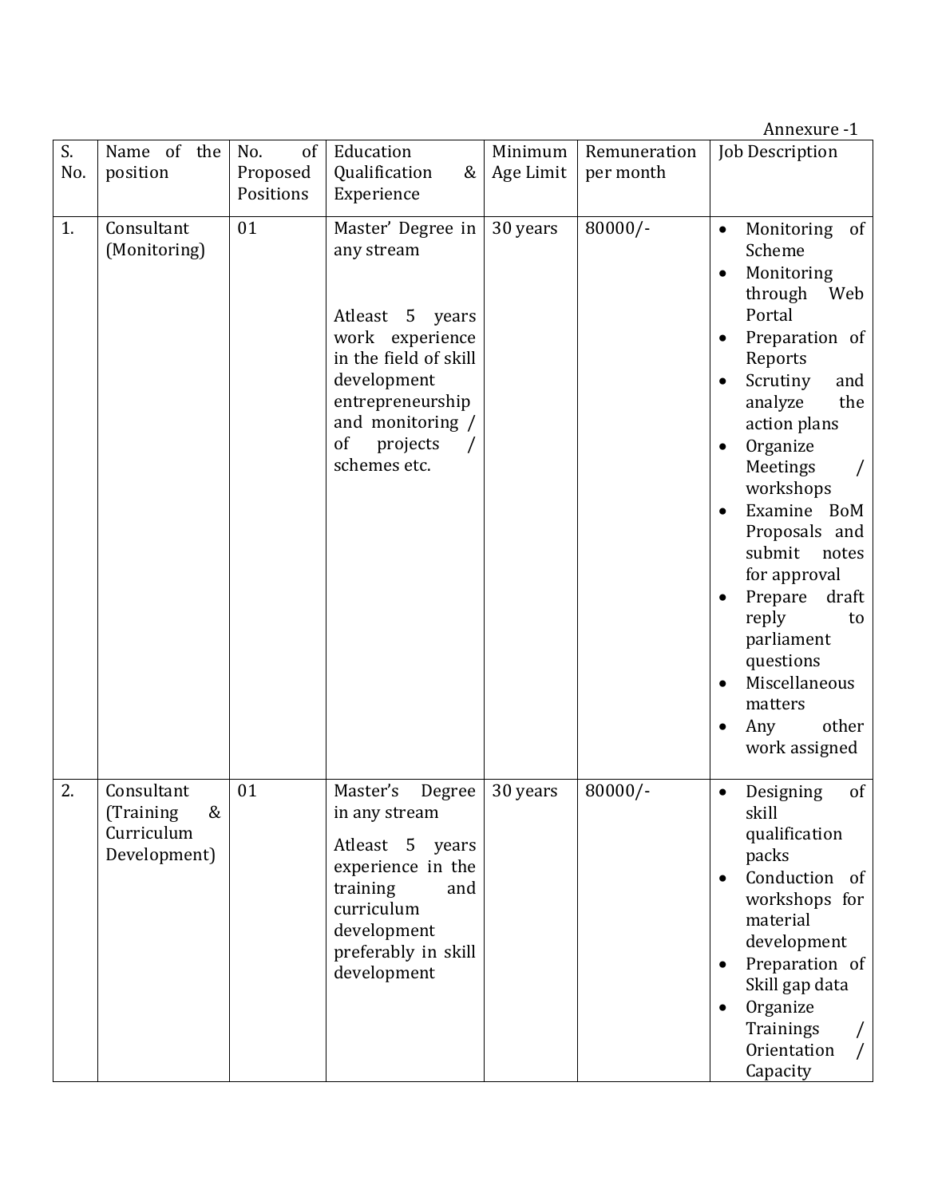Annexure -1

| S. No. | Name of the position | No. of Proposed Positions | Education Qualification & Experience | Minimum Age Limit | Remuneration per month | Job Description |
|---|---|---|---|---|---|---|
| 1. | Consultant (Monitoring) | 01 | Master' Degree in any stream<br><br>Atleast 5 years work experience in the field of skill development entrepreneurship and monitoring / of projects / schemes etc. | 30 years | 80000/- | • Monitoring of Scheme<br>• Monitoring through Web Portal<br>• Preparation of Reports<br>• Scrutiny and analyze the action plans<br>• Organize Meetings / workshops<br>• Examine BoM Proposals and submit notes for approval<br>• Prepare draft reply to parliament questions<br>• Miscellaneous matters<br>• Any other work assigned |
| 2. | Consultant (Training & Curriculum Development) | 01 | Master's Degree in any stream<br><br>Atleast 5 years experience in the training and curriculum development preferably in skill development | 30 years | 80000/- | • Designing of skill qualification packs<br>• Conduction of workshops for material development<br>• Preparation of Skill gap data<br>• Organize Trainings / Orientation / Capacity |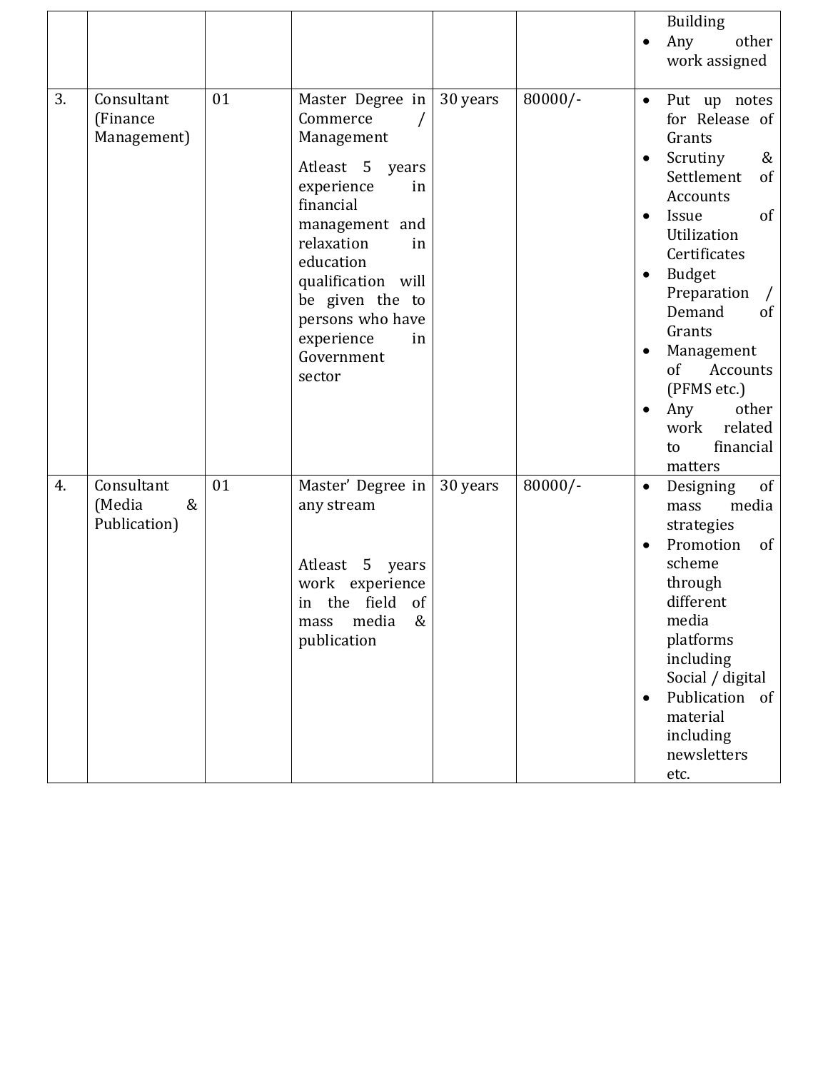| | | | | | | |
|---|---|---|---|---|---|---|
| | | | | | | Building<br>• Any other work assigned |
| 3. | Consultant (Finance Management) | 01 | Master Degree in Commerce / Management<br><br>Atleast 5 years experience in financial management and relaxation in education qualification will be given the to persons who have experience in Government sector | 30 years | 80000/- | • Put up notes for Release of Grants<br>• Scrutiny & Settlement of Accounts<br>• Issue of Utilization Certificates<br>• Budget Preparation / Demand of Grants<br>• Management of Accounts (PFMS etc.)<br>• Any other work related to financial matters |
| 4. | Consultant (Media & Publication) | 01 | Master' Degree in any stream<br><br>Atleast 5 years work experience in the field of mass media & publication | 30 years | 80000/- | • Designing of mass media strategies<br>• Promotion of scheme through different media platforms including Social / digital<br>• Publication of material including newsletters etc. |